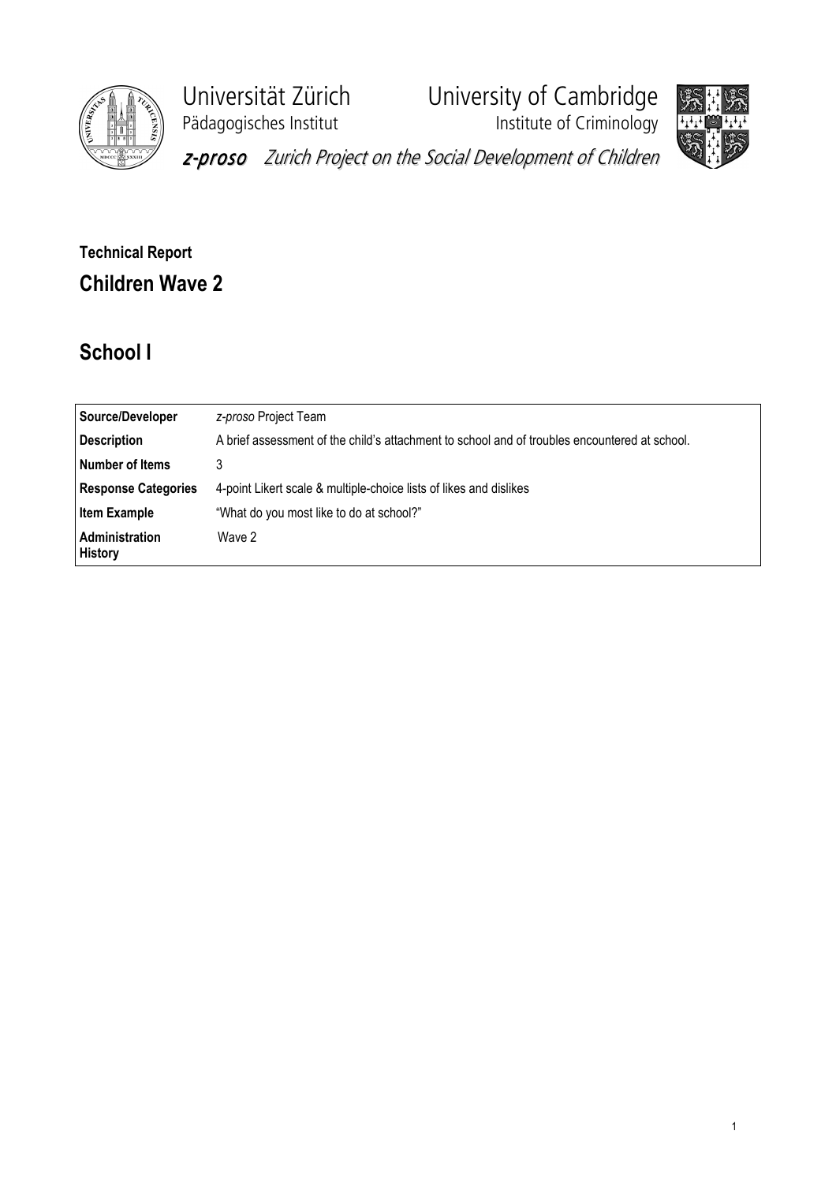Universität Zürich
Pädagogisches Institut

University of Cambridge
Institute of Criminology

*z-proso* *Zurich Project on the Social Development of Children*

**Technical Report**

## Children Wave 2

## School I

| **Source/Developer** | *z-proso* Project Team |
|---|---|
| **Description** | A brief assessment of the child's attachment to school and of troubles encountered at school. |
| **Number of Items** | 3 |
| **Response Categories** | 4-point Likert scale & multiple-choice lists of likes and dislikes |
| **Item Example** | "What do you most like to do at school?" |
| **Administration History** | Wave 2 |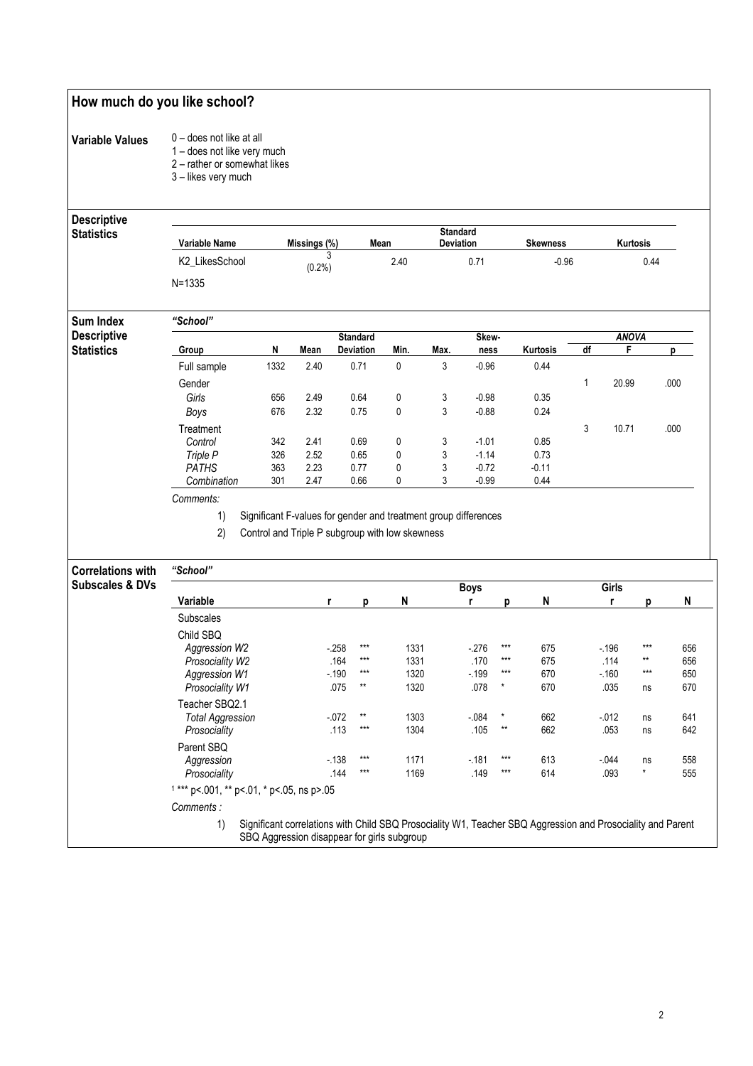## How much do you like school?

**Variable Values**

0 – does not like at all
1 – does not like very much
2 – rather or somewhat likes
3 – likes very much

**Descriptive Statistics**

| Variable Name | Missings (%) | Mean | Standard Deviation | Skewness | Kurtosis |
|---|---|---|---|---|---|
| K2_LikesSchool | 3 (0.2%) | 2.40 | 0.71 | -0.96 | 0.44 |

N=1335

**Sum Index Descriptive Statistics**

*"School"*

| Group | N | Mean | Standard Deviation | Min. | Max. | Skew-ness | Kurtosis | ANOVA df | F | p |
|---|---|---|---|---|---|---|---|---|---|---|
| Full sample | 1332 | 2.40 | 0.71 | 0 | 3 | -0.96 | 0.44 | | | |
| Gender | | | | | | | | 1 | 20.99 | .000 |
| *Girls* | 656 | 2.49 | 0.64 | 0 | 3 | -0.98 | 0.35 | | | |
| *Boys* | 676 | 2.32 | 0.75 | 0 | 3 | -0.88 | 0.24 | | | |
| Treatment | | | | | | | | 3 | 10.71 | .000 |
| *Control* | 342 | 2.41 | 0.69 | 0 | 3 | -1.01 | 0.85 | | | |
| *Triple P* | 326 | 2.52 | 0.65 | 0 | 3 | -1.14 | 0.73 | | | |
| *PATHS* | 363 | 2.23 | 0.77 | 0 | 3 | -0.72 | -0.11 | | | |
| *Combination* | 301 | 2.47 | 0.66 | 0 | 3 | -0.99 | 0.44 | | | |

*Comments:*

1) Significant F-values for gender and treatment group differences
2) Control and Triple P subgroup with low skewness

**Correlations with Subscales & DVs**

*"School"*

| Variable | r | p | N | Boys r | p | N | Girls r | p | N |
|---|---|---|---|---|---|---|---|---|---|
| Subscales | | | | | | | | | |
| Child SBQ | | | | | | | | | |
| *Aggression W2* | -.258 | *** | 1331 | -.276 | *** | 675 | -.196 | *** | 656 |
| *Prosociality W2* | .164 | *** | 1331 | .170 | *** | 675 | .114 | ** | 656 |
| *Aggression W1* | -.190 | *** | 1320 | -.199 | *** | 670 | -.160 | *** | 650 |
| *Prosociality W1* | .075 | ** | 1320 | .078 | * | 670 | .035 | ns | 670 |
| Teacher SBQ2.1 | | | | | | | | | |
| *Total Aggression* | -.072 | ** | 1303 | -.084 | * | 662 | -.012 | ns | 641 |
| *Prosociality* | .113 | *** | 1304 | .105 | ** | 662 | .053 | ns | 642 |
| Parent SBQ | | | | | | | | | |
| *Aggression* | -.138 | *** | 1171 | -.181 | *** | 613 | -.044 | ns | 558 |
| *Prosociality* | .144 | *** | 1169 | .149 | *** | 614 | .093 | * | 555 |

[1] *** p<.001, ** p<.01, * p<.05, ns p>.05

*Comments :*

1) Significant correlations with Child SBQ Prosociality W1, Teacher SBQ Aggression and Prosociality and Parent SBQ Aggression disappear for girls subgroup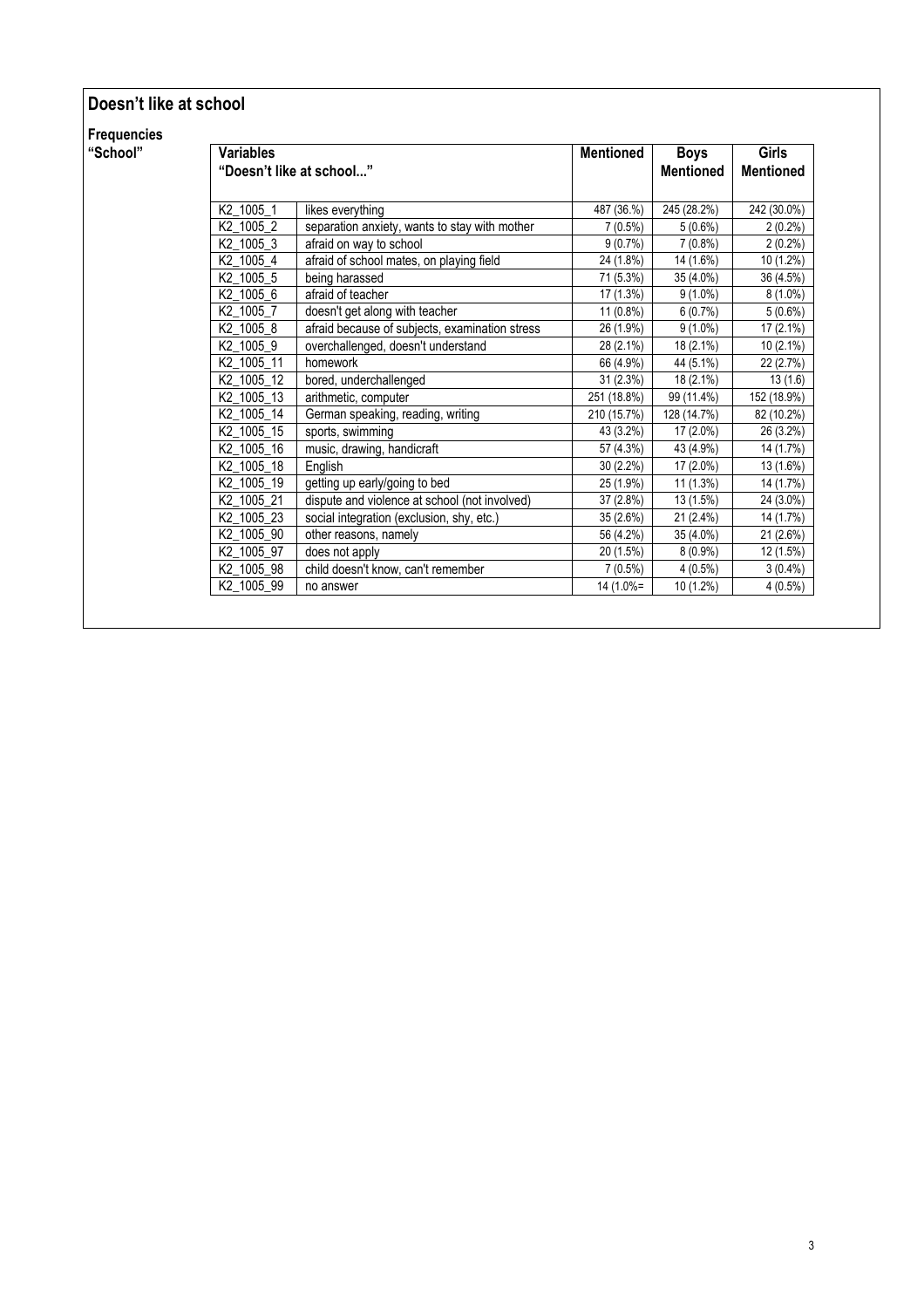## Doesn't like at school

**Frequencies**

**"School"**

| Variables<br>"Doesn't like at school..." | | Mentioned | Boys Mentioned | Girls Mentioned |
|---|---|---|---|---|
| K2_1005_1 | likes everything | 487 (36.%) | 245 (28.2%) | 242 (30.0%) |
| K2_1005_2 | separation anxiety, wants to stay with mother | 7 (0.5%) | 5 (0.6%) | 2 (0.2%) |
| K2_1005_3 | afraid on way to school | 9 (0.7%) | 7 (0.8%) | 2 (0.2%) |
| K2_1005_4 | afraid of school mates, on playing field | 24 (1.8%) | 14 (1.6%) | 10 (1.2%) |
| K2_1005_5 | being harassed | 71 (5.3%) | 35 (4.0%) | 36 (4.5%) |
| K2_1005_6 | afraid of teacher | 17 (1.3%) | 9 (1.0%) | 8 (1.0%) |
| K2_1005_7 | doesn't get along with teacher | 11 (0.8%) | 6 (0.7%) | 5 (0.6%) |
| K2_1005_8 | afraid because of subjects, examination stress | 26 (1.9%) | 9 (1.0%) | 17 (2.1%) |
| K2_1005_9 | overchallenged, doesn't understand | 28 (2.1%) | 18 (2.1%) | 10 (2.1%) |
| K2_1005_11 | homework | 66 (4.9%) | 44 (5.1%) | 22 (2.7%) |
| K2_1005_12 | bored, underchallenged | 31 (2.3%) | 18 (2.1%) | 13 (1.6) |
| K2_1005_13 | arithmetic, computer | 251 (18.8%) | 99 (11.4%) | 152 (18.9%) |
| K2_1005_14 | German speaking, reading, writing | 210 (15.7%) | 128 (14.7%) | 82 (10.2%) |
| K2_1005_15 | sports, swimming | 43 (3.2%) | 17 (2.0%) | 26 (3.2%) |
| K2_1005_16 | music, drawing, handicraft | 57 (4.3%) | 43 (4.9%) | 14 (1.7%) |
| K2_1005_18 | English | 30 (2.2%) | 17 (2.0%) | 13 (1.6%) |
| K2_1005_19 | getting up early/going to bed | 25 (1.9%) | 11 (1.3%) | 14 (1.7%) |
| K2_1005_21 | dispute and violence at school (not involved) | 37 (2.8%) | 13 (1.5%) | 24 (3.0%) |
| K2_1005_23 | social integration (exclusion, shy, etc.) | 35 (2.6%) | 21 (2.4%) | 14 (1.7%) |
| K2_1005_90 | other reasons, namely | 56 (4.2%) | 35 (4.0%) | 21 (2.6%) |
| K2_1005_97 | does not apply | 20 (1.5%) | 8 (0.9%) | 12 (1.5%) |
| K2_1005_98 | child doesn't know, can't remember | 7 (0.5%) | 4 (0.5%) | 3 (0.4%) |
| K2_1005_99 | no answer | 14 (1.0%= | 10 (1.2%) | 4 (0.5%) |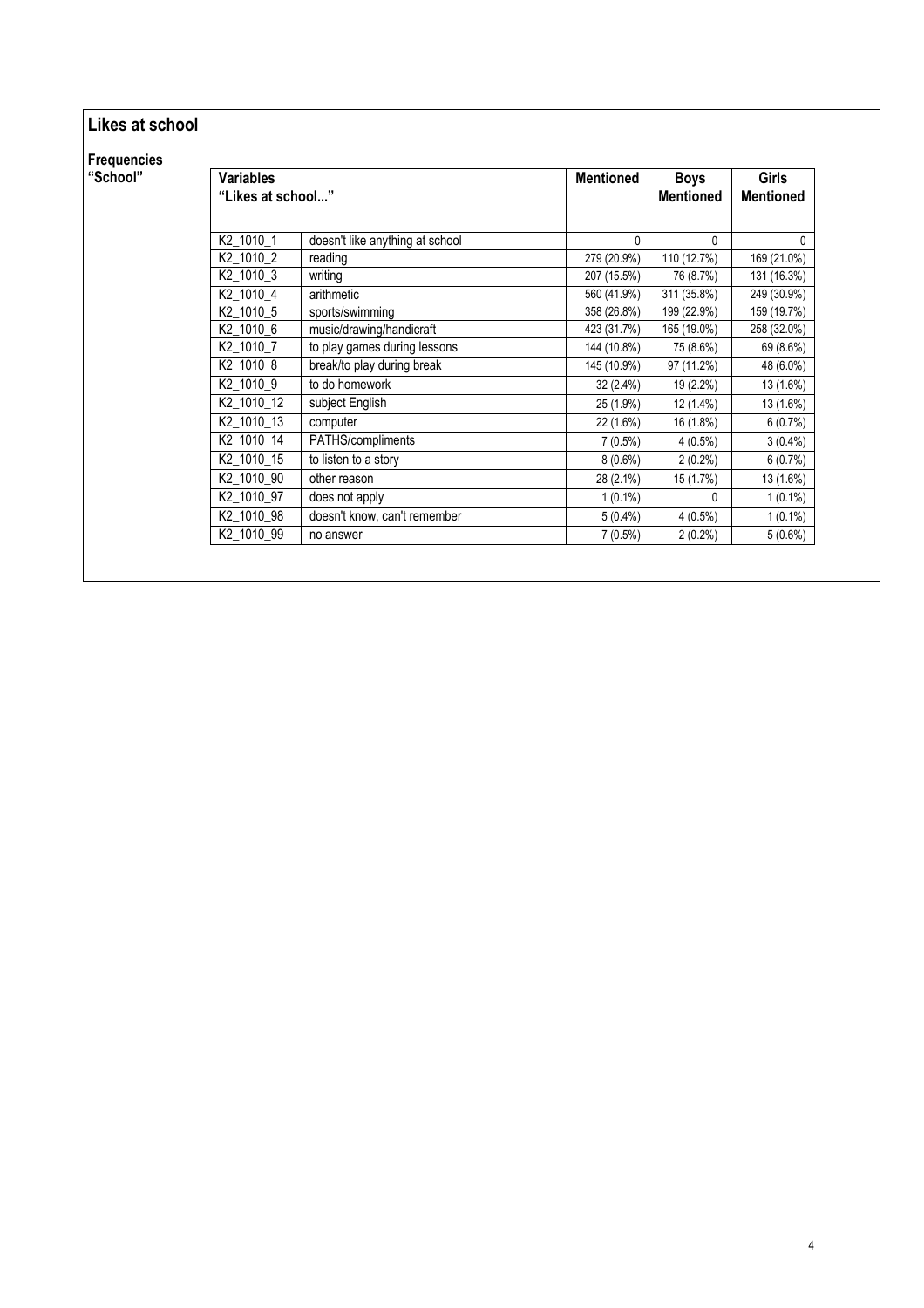## Likes at school

**Frequencies**
**"School"**

| Variables "Likes at school..." | | Mentioned | Boys Mentioned | Girls Mentioned |
|---|---|---|---|---|
| K2_1010_1 | doesn't like anything at school | 0 | 0 | 0 |
| K2_1010_2 | reading | 279 (20.9%) | 110 (12.7%) | 169 (21.0%) |
| K2_1010_3 | writing | 207 (15.5%) | 76 (8.7%) | 131 (16.3%) |
| K2_1010_4 | arithmetic | 560 (41.9%) | 311 (35.8%) | 249 (30.9%) |
| K2_1010_5 | sports/swimming | 358 (26.8%) | 199 (22.9%) | 159 (19.7%) |
| K2_1010_6 | music/drawing/handicraft | 423 (31.7%) | 165 (19.0%) | 258 (32.0%) |
| K2_1010_7 | to play games during lessons | 144 (10.8%) | 75 (8.6%) | 69 (8.6%) |
| K2_1010_8 | break/to play during break | 145 (10.9%) | 97 (11.2%) | 48 (6.0%) |
| K2_1010_9 | to do homework | 32 (2.4%) | 19 (2.2%) | 13 (1.6%) |
| K2_1010_12 | subject English | 25 (1.9%) | 12 (1.4%) | 13 (1.6%) |
| K2_1010_13 | computer | 22 (1.6%) | 16 (1.8%) | 6 (0.7%) |
| K2_1010_14 | PATHS/compliments | 7 (0.5%) | 4 (0.5%) | 3 (0.4%) |
| K2_1010_15 | to listen to a story | 8 (0.6%) | 2 (0.2%) | 6 (0.7%) |
| K2_1010_90 | other reason | 28 (2.1%) | 15 (1.7%) | 13 (1.6%) |
| K2_1010_97 | does not apply | 1 (0.1%) | 0 | 1 (0.1%) |
| K2_1010_98 | doesn't know, can't remember | 5 (0.4%) | 4 (0.5%) | 1 (0.1%) |
| K2_1010_99 | no answer | 7 (0.5%) | 2 (0.2%) | 5 (0.6%) |